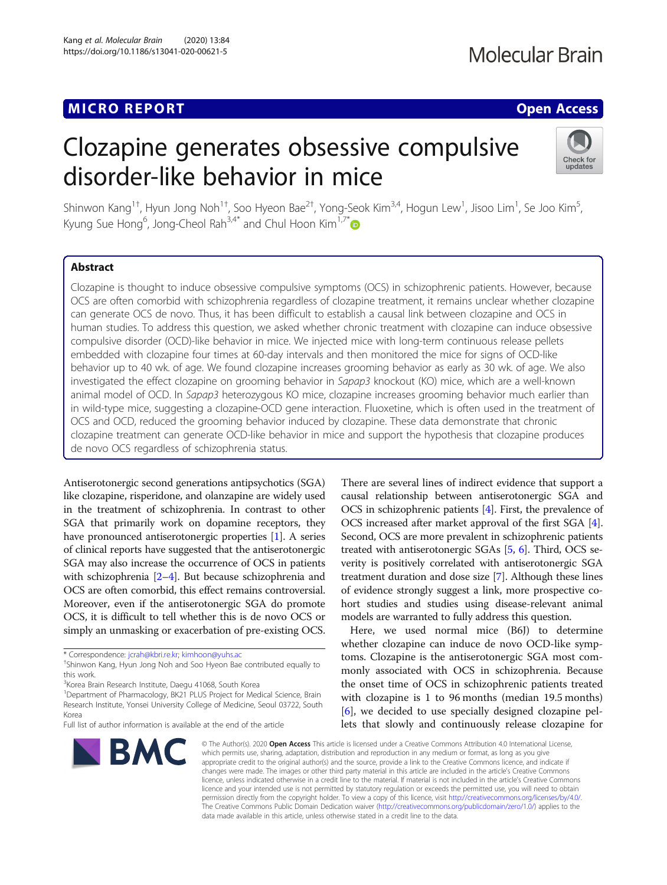MICRO REPORT

Open Access

# Clozapine generates obsessive compulsive disorder-like behavior in mice

Shinwon Kang[1†], Hyun Jong Noh[1†], Soo Hyeon Bae[2†], Yong-Seok Kim[3,4], Hogun Lew[1], Jisoo Lim[1], Se Joo Kim[5], Kyung Sue Hong[6], Jong-Cheol Rah[3,4*] and Chul Hoon Kim[1,7*]

## Abstract

Clozapine is thought to induce obsessive compulsive symptoms (OCS) in schizophrenic patients. However, because OCS are often comorbid with schizophrenia regardless of clozapine treatment, it remains unclear whether clozapine can generate OCS de novo. Thus, it has been difficult to establish a causal link between clozapine and OCS in human studies. To address this question, we asked whether chronic treatment with clozapine can induce obsessive compulsive disorder (OCD)-like behavior in mice. We injected mice with long-term continuous release pellets embedded with clozapine four times at 60-day intervals and then monitored the mice for signs of OCD-like behavior up to 40 wk. of age. We found clozapine increases grooming behavior as early as 30 wk. of age. We also investigated the effect clozapine on grooming behavior in *Sapap3* knockout (KO) mice, which are a well-known animal model of OCD. In *Sapap3* heterozygous KO mice, clozapine increases grooming behavior much earlier than in wild-type mice, suggesting a clozapine-OCD gene interaction. Fluoxetine, which is often used in the treatment of OCS and OCD, reduced the grooming behavior induced by clozapine. These data demonstrate that chronic clozapine treatment can generate OCD-like behavior in mice and support the hypothesis that clozapine produces de novo OCS regardless of schizophrenia status.

Antiserotonergic second generations antipsychotics (SGA) like clozapine, risperidone, and olanzapine are widely used in the treatment of schizophrenia. In contrast to other SGA that primarily work on dopamine receptors, they have pronounced antiserotonergic properties [1]. A series of clinical reports have suggested that the antiserotonergic SGA may also increase the occurrence of OCS in patients with schizophrenia [2–4]. But because schizophrenia and OCS are often comorbid, this effect remains controversial. Moreover, even if the antiserotonergic SGA do promote OCS, it is difficult to tell whether this is de novo OCS or simply an unmasking or exacerbation of pre-existing OCS.

There are several lines of indirect evidence that support a causal relationship between antiserotonergic SGA and OCS in schizophrenic patients [4]. First, the prevalence of OCS increased after market approval of the first SGA [4]. Second, OCS are more prevalent in schizophrenic patients treated with antiserotonergic SGAs [5, 6]. Third, OCS severity is positively correlated with antiserotonergic SGA treatment duration and dose size [7]. Although these lines of evidence strongly suggest a link, more prospective cohort studies and studies using disease-relevant animal models are warranted to fully address this question.

Here, we used normal mice (B6J) to determine whether clozapine can induce de novo OCD-like symptoms. Clozapine is the antiserotonergic SGA most commonly associated with OCS in schizophrenia. Because the onset time of OCS in schizophrenic patients treated with clozapine is 1 to 96 months (median 19.5 months) [6], we decided to use specially designed clozapine pellets that slowly and continuously release clozapine for

\* Correspondence: jcrah@kbri.re.kr; kimhoon@yuhs.ac
†Shinwon Kang, Hyun Jong Noh and Soo Hyeon Bae contributed equally to this work.
[3]Korea Brain Research Institute, Daegu 41068, South Korea
[1]Department of Pharmacology, BK21 PLUS Project for Medical Science, Brain Research Institute, Yonsei University College of Medicine, Seoul 03722, South Korea
Full list of author information is available at the end of the article

© The Author(s). 2020 **Open Access** This article is licensed under a Creative Commons Attribution 4.0 International License, which permits use, sharing, adaptation, distribution and reproduction in any medium or format, as long as you give appropriate credit to the original author(s) and the source, provide a link to the Creative Commons licence, and indicate if changes were made. The images or other third party material in this article are included in the article's Creative Commons licence, unless indicated otherwise in a credit line to the material. If material is not included in the article's Creative Commons licence and your intended use is not permitted by statutory regulation or exceeds the permitted use, you will need to obtain permission directly from the copyright holder. To view a copy of this licence, visit http://creativecommons.org/licenses/by/4.0/. The Creative Commons Public Domain Dedication waiver (http://creativecommons.org/publicdomain/zero/1.0/) applies to the data made available in this article, unless otherwise stated in a credit line to the data.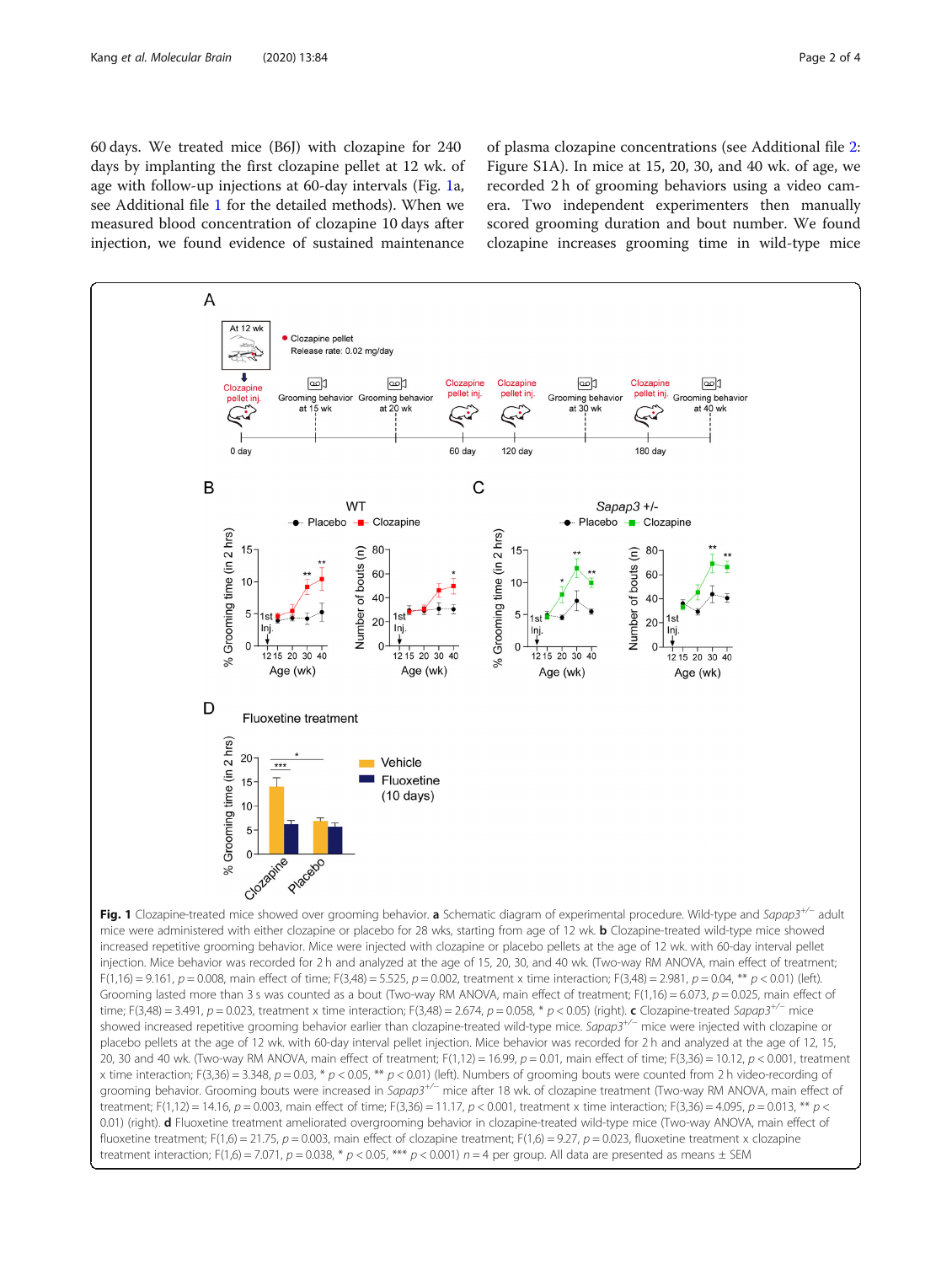60 days. We treated mice (B6J) with clozapine for 240 days by implanting the first clozapine pellet at 12 wk. of age with follow-up injections at 60-day intervals (Fig. 1a, see Additional file 1 for the detailed methods). When we measured blood concentration of clozapine 10 days after injection, we found evidence of sustained maintenance of plasma clozapine concentrations (see Additional file 2: Figure S1A). In mice at 15, 20, 30, and 40 wk. of age, we recorded 2 h of grooming behaviors using a video camera. Two independent experimenters then manually scored grooming duration and bout number. We found clozapine increases grooming time in wild-type mice

**Fig. 1** Clozapine-treated mice showed over grooming behavior. **a** Schematic diagram of experimental procedure. Wild-type and *Sapap3*$^{+/-}$ adult mice were administered with either clozapine or placebo for 28 wks, starting from age of 12 wk. **b** Clozapine-treated wild-type mice showed increased repetitive grooming behavior. Mice were injected with clozapine or placebo pellets at the age of 12 wk. with 60-day interval pellet injection. Mice behavior was recorded for 2 h and analyzed at the age of 15, 20, 30, and 40 wk. (Two-way RM ANOVA, main effect of treatment; $F(1,16) = 9.161$, $p = 0.008$, main effect of time; $F(3,48) = 5.525$, $p = 0.002$, treatment x time interaction; $F(3,48) = 2.981$, $p = 0.04$, ** $p < 0.01$) (left). Grooming lasted more than 3 s was counted as a bout (Two-way RM ANOVA, main effect of treatment; $F(1,16) = 6.073$, $p = 0.025$, main effect of time; $F(3,48) = 3.491$, $p = 0.023$, treatment x time interaction; $F(3,48) = 2.674$, $p = 0.058$, * $p < 0.05$) (right). **c** Clozapine-treated *Sapap3*$^{+/-}$ mice showed increased repetitive grooming behavior earlier than clozapine-treated wild-type mice. *Sapap3*$^{+/-}$ mice were injected with clozapine or placebo pellets at the age of 12 wk. with 60-day interval pellet injection. Mice behavior was recorded for 2 h and analyzed at the age of 12, 15, 20, 30 and 40 wk. (Two-way RM ANOVA, main effect of treatment; $F(1,12) = 16.99$, $p = 0.01$, main effect of time; $F(3,36) = 10.12$, $p < 0.001$, treatment x time interaction; $F(3,36) = 3.348$, $p = 0.03$, * $p < 0.05$, ** $p < 0.01$) (left). Numbers of grooming bouts were counted from 2 h video-recording of grooming behavior. Grooming bouts were increased in *Sapap3*$^{+/-}$ mice after 18 wk. of clozapine treatment (Two-way RM ANOVA, main effect of treatment; $F(1,12) = 14.16$, $p = 0.003$, main effect of time; $F(3,36) = 11.17$, $p < 0.001$, treatment x time interaction; $F(3,36) = 4.095$, $p = 0.013$, ** $p < 0.01$) (right). **d** Fluoxetine treatment ameliorated overgrooming behavior in clozapine-treated wild-type mice (Two-way ANOVA, main effect of fluoxetine treatment; $F(1,6) = 21.75$, $p = 0.003$, main effect of clozapine treatment; $F(1,6) = 9.27$, $p = 0.023$, fluoxetine treatment x clozapine treatment interaction; $F(1,6) = 7.071$, $p = 0.038$, * $p < 0.05$, *** $p < 0.001$) $n = 4$ per group. All data are presented as means ± SEM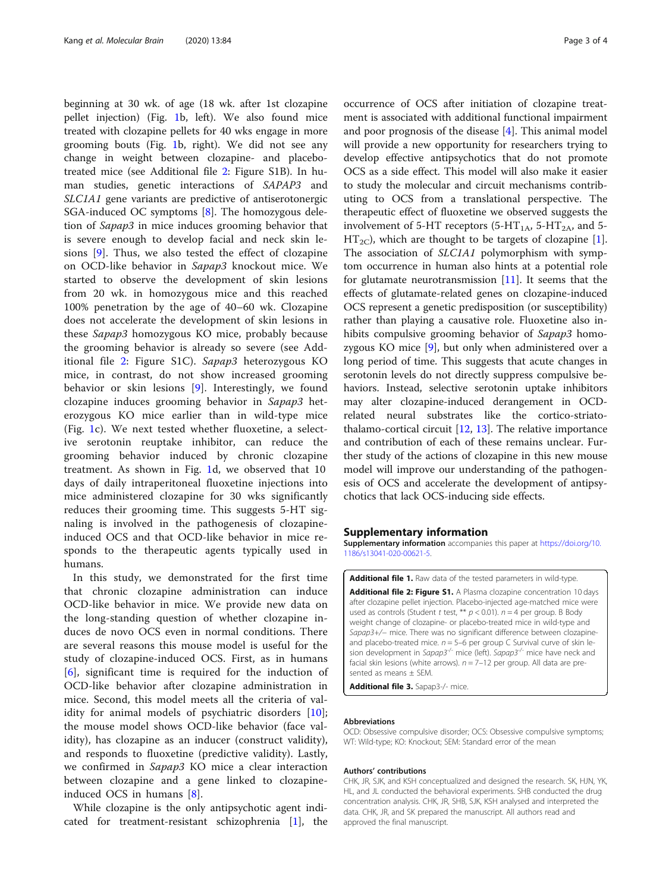beginning at 30 wk. of age (18 wk. after 1st clozapine pellet injection) (Fig. 1b, left). We also found mice treated with clozapine pellets for 40 wks engage in more grooming bouts (Fig. 1b, right). We did not see any change in weight between clozapine- and placebo-treated mice (see Additional file 2: Figure S1B). In human studies, genetic interactions of *SAPAP3* and *SLC1A1* gene variants are predictive of antiserotonergic SGA-induced OC symptoms [8]. The homozygous deletion of *Sapap3* in mice induces grooming behavior that is severe enough to develop facial and neck skin lesions [9]. Thus, we also tested the effect of clozapine on OCD-like behavior in *Sapap3* knockout mice. We started to observe the development of skin lesions from 20 wk. in homozygous mice and this reached 100% penetration by the age of 40–60 wk. Clozapine does not accelerate the development of skin lesions in these *Sapap3* homozygous KO mice, probably because the grooming behavior is already so severe (see Additional file 2: Figure S1C). *Sapap3* heterozygous KO mice, in contrast, do not show increased grooming behavior or skin lesions [9]. Interestingly, we found clozapine induces grooming behavior in *Sapap3* heterozygous KO mice earlier than in wild-type mice (Fig. 1c). We next tested whether fluoxetine, a selective serotonin reuptake inhibitor, can reduce the grooming behavior induced by chronic clozapine treatment. As shown in Fig. 1d, we observed that 10 days of daily intraperitoneal fluoxetine injections into mice administered clozapine for 30 wks significantly reduces their grooming time. This suggests 5-HT signaling is involved in the pathogenesis of clozapine-induced OCS and that OCD-like behavior in mice responds to the therapeutic agents typically used in humans.

In this study, we demonstrated for the first time that chronic clozapine administration can induce OCD-like behavior in mice. We provide new data on the long-standing question of whether clozapine induces de novo OCS even in normal conditions. There are several reasons this mouse model is useful for the study of clozapine-induced OCS. First, as in humans [6], significant time is required for the induction of OCD-like behavior after clozapine administration in mice. Second, this model meets all the criteria of validity for animal models of psychiatric disorders [10]; the mouse model shows OCD-like behavior (face validity), has clozapine as an inducer (construct validity), and responds to fluoxetine (predictive validity). Lastly, we confirmed in *Sapap3* KO mice a clear interaction between clozapine and a gene linked to clozapine-induced OCS in humans [8].

While clozapine is the only antipsychotic agent indicated for treatment-resistant schizophrenia [1], the occurrence of OCS after initiation of clozapine treatment is associated with additional functional impairment and poor prognosis of the disease [4]. This animal model will provide a new opportunity for researchers trying to develop effective antipsychotics that do not promote OCS as a side effect. This model will also make it easier to study the molecular and circuit mechanisms contributing to OCS from a translational perspective. The therapeutic effect of fluoxetine we observed suggests the involvement of 5-HT receptors (5-$HT_{1A}$, 5-$HT_{2A}$, and 5-$HT_{2C}$), which are thought to be targets of clozapine [1]. The association of *SLC1A1* polymorphism with symptom occurrence in human also hints at a potential role for glutamate neurotransmission [11]. It seems that the effects of glutamate-related genes on clozapine-induced OCS represent a genetic predisposition (or susceptibility) rather than playing a causative role. Fluoxetine also inhibits compulsive grooming behavior of *Sapap3* homozygous KO mice [9], but only when administered over a long period of time. This suggests that acute changes in serotonin levels do not directly suppress compulsive behaviors. Instead, selective serotonin uptake inhibitors may alter clozapine-induced derangement in OCD-related neural substrates like the cortico-striato-thalamo-cortical circuit [12, 13]. The relative importance and contribution of each of these remains unclear. Further study of the actions of clozapine in this new mouse model will improve our understanding of the pathogenesis of OCS and accelerate the development of antipsychotics that lack OCS-inducing side effects.

## Supplementary information

**Supplementary information** accompanies this paper at https://doi.org/10.1186/s13041-020-00621-5.

**Additional file 1.** Raw data of the tested parameters in wild-type.

**Additional file 2: Figure S1.** A Plasma clozapine concentration 10 days after clozapine pellet injection. Placebo-injected age-matched mice were used as controls (Student t test, ** $p < 0.01$). $n = 4$ per group. B Body weight change of clozapine- or placebo-treated mice in wild-type and *Sapap3*+/− mice. There was no significant difference between clozapine- and placebo-treated mice. $n = 5$–6 per group C Survival curve of skin lesion development in *Sapap3*$^{-/-}$ mice (left). *Sapap3*$^{-/-}$ mice have neck and facial skin lesions (white arrows). $n = 7$–12 per group. All data are presented as means ± SEM.

**Additional file 3.** Sapap3-/- mice.

#### Abbreviations

OCD: Obsessive compulsive disorder; OCS: Obsessive compulsive symptoms; WT: Wild-type; KO: Knockout; SEM: Standard error of the mean

#### Authors' contributions

CHK, JR, SJK, and KSH conceptualized and designed the research. SK, HJN, YK, HL, and JL conducted the behavioral experiments. SHB conducted the drug concentration analysis. CHK, JR, SHB, SJK, KSH analysed and interpreted the data. CHK, JR, and SK prepared the manuscript. All authors read and approved the final manuscript.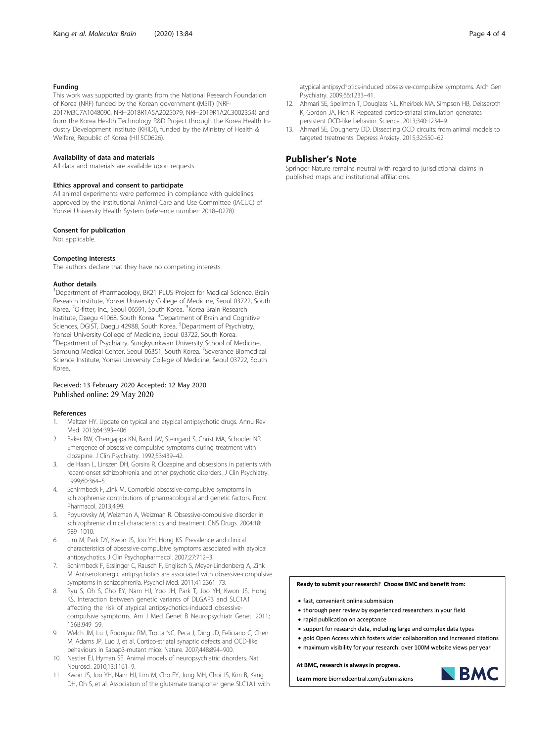### Funding

This work was supported by grants from the National Research Foundation of Korea (NRF) funded by the Korean government (MSIT) (NRF-2017M3C7A1048090, NRF-2018R1A5A2025079, NRF-2019R1A2C3002354) and from the Korea Health Technology R&D Project through the Korea Health Industry Development Institute (KHIDI), funded by the Ministry of Health & Welfare, Republic of Korea (HI15C0626).

### Availability of data and materials

All data and materials are available upon requests.

### Ethics approval and consent to participate

All animal experiments were performed in compliance with guidelines approved by the Institutional Animal Care and Use Committee (IACUC) of Yonsei University Health System (reference number: 2018–0278).

### Consent for publication

Not applicable.

### Competing interests

The authors declare that they have no competing interests.

### Author details

[1]Department of Pharmacology, BK21 PLUS Project for Medical Science, Brain Research Institute, Yonsei University College of Medicine, Seoul 03722, South Korea. [2]Q-fitter, Inc., Seoul 06591, South Korea. [3]Korea Brain Research Institute, Daegu 41068, South Korea. [4]Department of Brain and Cognitive Sciences, DGIST, Daegu 42988, South Korea. [5]Department of Psychiatry, Yonsei University College of Medicine, Seoul 03722, South Korea. [6]Department of Psychiatry, Sungkyunkwan University School of Medicine, Samsung Medical Center, Seoul 06351, South Korea. [7]Severance Biomedical Science Institute, Yonsei University College of Medicine, Seoul 03722, South Korea.

Received: 13 February 2020 Accepted: 12 May 2020
Published online: 29 May 2020

### References

1. Meltzer HY. Update on typical and atypical antipsychotic drugs. Annu Rev Med. 2013;64:393–406.
2. Baker RW, Chengappa KN, Baird JW, Steingard S, Christ MA, Schooler NR. Emergence of obsessive compulsive symptoms during treatment with clozapine. J Clin Psychiatry. 1992;53:439–42.
3. de Haan L, Linszen DH, Gorsira R. Clozapine and obsessions in patients with recent-onset schizophrenia and other psychotic disorders. J Clin Psychiatry. 1999;60:364–5.
4. Schirmbeck F, Zink M. Comorbid obsessive-compulsive symptoms in schizophrenia: contributions of pharmacological and genetic factors. Front Pharmacol. 2013;4:99.
5. Poyurovsky M, Weizman A, Weizman R. Obsessive-compulsive disorder in schizophrenia: clinical characteristics and treatment. CNS Drugs. 2004;18:989–1010.
6. Lim M, Park DY, Kwon JS, Joo YH, Hong KS. Prevalence and clinical characteristics of obsessive-compulsive symptoms associated with atypical antipsychotics. J Clin Psychopharmacol. 2007;27:712–3.
7. Schirmbeck F, Esslinger C, Rausch F, Englisch S, Meyer-Lindenberg A, Zink M. Antiserotonergic antipsychotics are associated with obsessive-compulsive symptoms in schizophrenia. Psychol Med. 2011;41:2361–73.
8. Ryu S, Oh S, Cho EY, Nam HJ, Yoo JH, Park T, Joo YH, Kwon JS, Hong KS. Interaction between genetic variants of DLGAP3 and SLC1A1 affecting the risk of atypical antipsychotics-induced obsessive-compulsive symptoms. Am J Med Genet B Neuropsychiatr Genet. 2011;156B:949–59.
9. Welch JM, Lu J, Rodriguiz RM, Trotta NC, Peca J, Ding JD, Feliciano C, Chen M, Adams JP, Luo J, et al. Cortico-striatal synaptic defects and OCD-like behaviours in Sapap3-mutant mice. Nature. 2007;448:894–900.
10. Nestler EJ, Hyman SE. Animal models of neuropsychiatric disorders. Nat Neurosci. 2010;13:1161–9.
11. Kwon JS, Joo YH, Nam HJ, Lim M, Cho EY, Jung MH, Choi JS, Kim B, Kang DH, Oh S, et al. Association of the glutamate transporter gene SLC1A1 with atypical antipsychotics-induced obsessive-compulsive symptoms. Arch Gen Psychiatry. 2009;66:1233–41.
12. Ahmari SE, Spellman T, Douglass NL, Kheirbek MA, Simpson HB, Deisseroth K, Gordon JA, Hen R. Repeated cortico-striatal stimulation generates persistent OCD-like behavior. Science. 2013;340:1234–9.
13. Ahmari SE, Dougherty DD. Dissecting OCD circuits: from animal models to targeted treatments. Depress Anxiety. 2015;32:550–62.

## Publisher's Note

Springer Nature remains neutral with regard to jurisdictional claims in published maps and institutional affiliations.

**Ready to submit your research? Choose BMC and benefit from:**

- fast, convenient online submission
- thorough peer review by experienced researchers in your field
- rapid publication on acceptance
- support for research data, including large and complex data types
- gold Open Access which fosters wider collaboration and increased citations
- maximum visibility for your research: over 100M website views per year

**At BMC, research is always in progress.**

**Learn more** biomedcentral.com/submissions